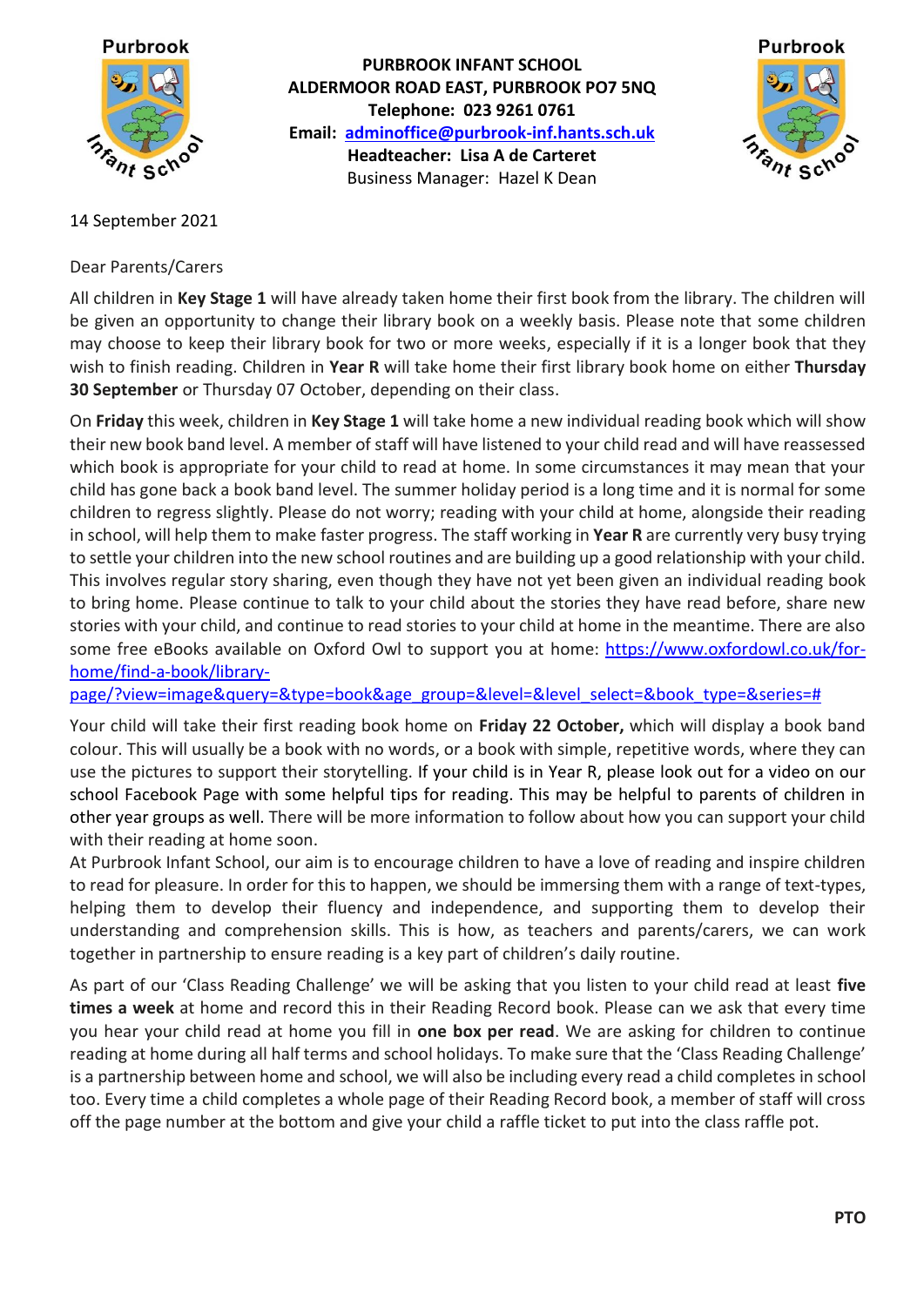**PURBROOK INFANT SCHOOL**
**ALDERMOOR ROAD EAST, PURBROOK PO7 5NQ**
**Telephone: 023 9261 0761**
**Email: adminoffice@purbrook-inf.hants.sch.uk**
**Headteacher: Lisa A de Carteret**
Business Manager: Hazel K Dean

14 September 2021

Dear Parents/Carers

All children in **Key Stage 1** will have already taken home their first book from the library. The children will be given an opportunity to change their library book on a weekly basis. Please note that some children may choose to keep their library book for two or more weeks, especially if it is a longer book that they wish to finish reading. Children in **Year R** will take home their first library book home on either **Thursday 30 September** or Thursday 07 October, depending on their class.

On **Friday** this week, children in **Key Stage 1** will take home a new individual reading book which will show their new book band level. A member of staff will have listened to your child read and will have reassessed which book is appropriate for your child to read at home. In some circumstances it may mean that your child has gone back a book band level. The summer holiday period is a long time and it is normal for some children to regress slightly. Please do not worry; reading with your child at home, alongside their reading in school, will help them to make faster progress. The staff working in **Year R** are currently very busy trying to settle your children into the new school routines and are building up a good relationship with your child. This involves regular story sharing, even though they have not yet been given an individual reading book to bring home. Please continue to talk to your child about the stories they have read before, share new stories with your child, and continue to read stories to your child at home in the meantime. There are also some free eBooks available on Oxford Owl to support you at home: https://www.oxfordowl.co.uk/for-home/find-a-book/library-page/?view=image&query=&type=book&age_group=&level=&level_select=&book_type=&series=#

Your child will take their first reading book home on **Friday 22 October,** which will display a book band colour. This will usually be a book with no words, or a book with simple, repetitive words, where they can use the pictures to support their storytelling. If your child is in Year R, please look out for a video on our school Facebook Page with some helpful tips for reading. This may be helpful to parents of children in other year groups as well. There will be more information to follow about how you can support your child with their reading at home soon.

At Purbrook Infant School, our aim is to encourage children to have a love of reading and inspire children to read for pleasure. In order for this to happen, we should be immersing them with a range of text-types, helping them to develop their fluency and independence, and supporting them to develop their understanding and comprehension skills. This is how, as teachers and parents/carers, we can work together in partnership to ensure reading is a key part of children's daily routine.

As part of our 'Class Reading Challenge' we will be asking that you listen to your child read at least **five times a week** at home and record this in their Reading Record book. Please can we ask that every time you hear your child read at home you fill in **one box per read**. We are asking for children to continue reading at home during all half terms and school holidays. To make sure that the 'Class Reading Challenge' is a partnership between home and school, we will also be including every read a child completes in school too. Every time a child completes a whole page of their Reading Record book, a member of staff will cross off the page number at the bottom and give your child a raffle ticket to put into the class raffle pot.

**PTO**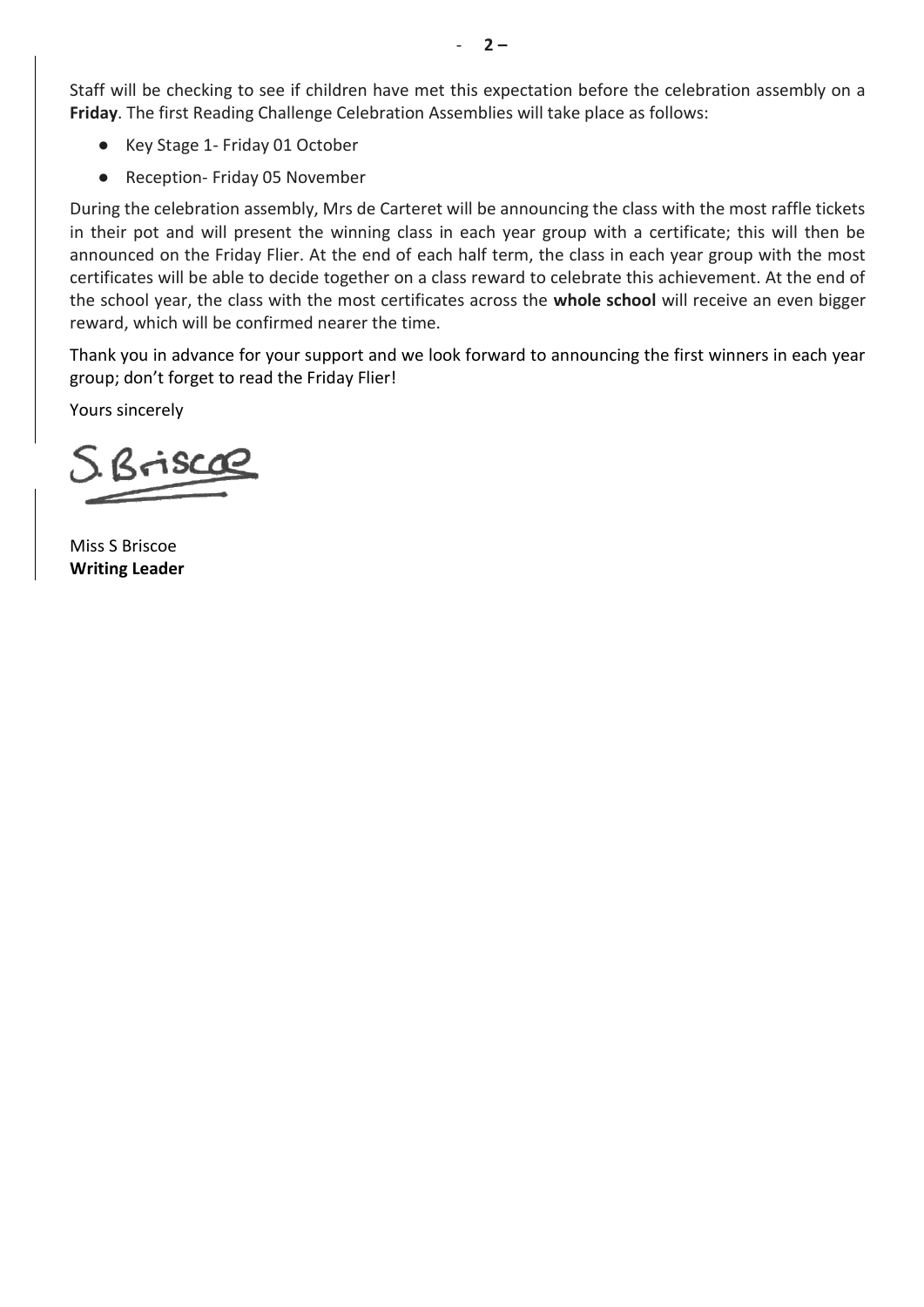Staff will be checking to see if children have met this expectation before the celebration assembly on a **Friday**. The first Reading Challenge Celebration Assemblies will take place as follows:

- Key Stage 1- Friday 01 October
- Reception- Friday 05 November

During the celebration assembly, Mrs de Carteret will be announcing the class with the most raffle tickets in their pot and will present the winning class in each year group with a certificate; this will then be announced on the Friday Flier. At the end of each half term, the class in each year group with the most certificates will be able to decide together on a class reward to celebrate this achievement. At the end of the school year, the class with the most certificates across the **whole school** will receive an even bigger reward, which will be confirmed nearer the time.

Thank you in advance for your support and we look forward to announcing the first winners in each year group; don't forget to read the Friday Flier!

Yours sincerely

S. Briscoe

Miss S Briscoe
**Writing Leader**